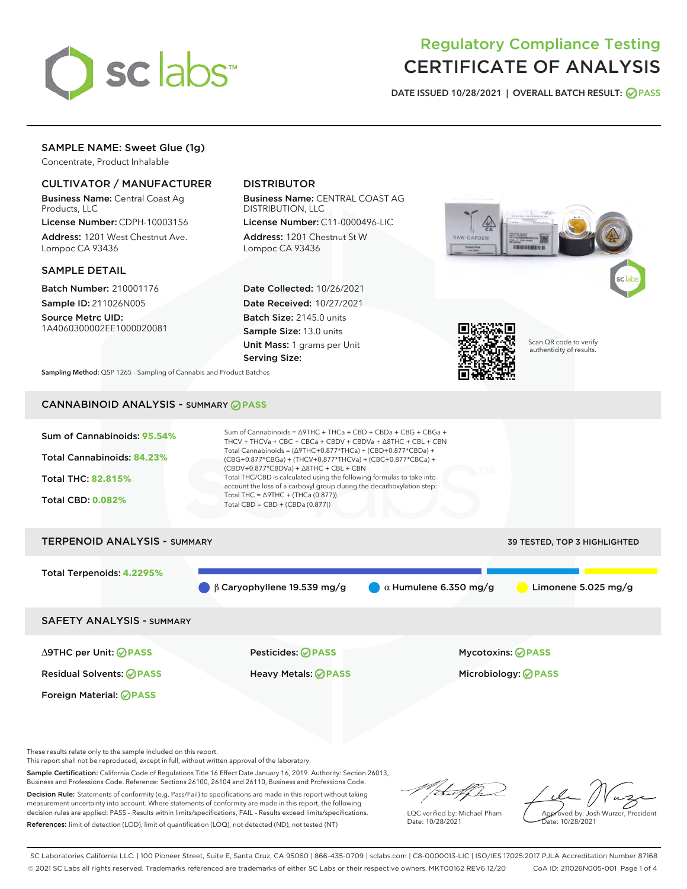# Regulatory Compliance Testing
# CERTIFICATE OF ANALYSIS

**DATE ISSUED 10/28/2021 | OVERALL BATCH RESULT: PASS**

## SAMPLE NAME: Sweet Glue (1g)

Concentrate, Product Inhalable

### CULTIVATOR / MANUFACTURER

**Business Name:** Central Coast Ag Products, LLC

**License Number:** CDPH-10003156

**Address:** 1201 West Chestnut Ave. Lompoc CA 93436

### DISTRIBUTOR

**Business Name:** CENTRAL COAST AG DISTRIBUTION, LLC

**License Number:** C11-0000496-LIC

**Address:** 1201 Chestnut St W Lompoc CA 93436

### SAMPLE DETAIL

**Batch Number:** 210001176

**Sample ID:** 211026N005

**Source Metrc UID:** 1A4060300002EE1000020081

**Date Collected:** 10/26/2021

**Date Received:** 10/27/2021

**Batch Size:** 2145.0 units

**Sample Size:** 13.0 units

**Unit Mass:** 1 grams per Unit

**Serving Size:**

Scan QR code to verify authenticity of results.

**Sampling Method:** QSP 1265 - Sampling of Cannabis and Product Batches

## CANNABINOID ANALYSIS - SUMMARY PASS

**Sum of Cannabinoids:** 95.54%

**Total Cannabinoids:** 84.23%

**Total THC:** 82.815%

**Total CBD:** 0.082%

Sum of Cannabinoids = Δ9THC + THCa + CBD + CBDa + CBG + CBGa + THCV + THCVa + CBC + CBCa + CBDV + CBDVa + Δ8THC + CBL + CBN

Total Cannabinoids = (Δ9THC+0.877*THCa) + (CBD+0.877*CBDa) + (CBG+0.877*CBGa) + (THCV+0.877*THCVa) + (CBC+0.877*CBCa) + (CBDV+0.877*CBDVa) + Δ8THC + CBL + CBN

Total THC/CBD is calculated using the following formulas to take into account the loss of a carboxyl group during the decarboxylation step:

Total THC = Δ9THC + (THCa (0.877))

Total CBD = CBD + (CBDa (0.877))

## TERPENOID ANALYSIS - SUMMARY

39 TESTED, TOP 3 HIGHLIGHTED

**Total Terpenoids:** 4.2295%

- β Caryophyllene 19.539 mg/g
- α Humulene 6.350 mg/g
- Limonene 5.025 mg/g

## SAFETY ANALYSIS - SUMMARY

| | | |
|---|---|---|
| Δ9THC per Unit: PASS | Pesticides: PASS | Mycotoxins: PASS |
| Residual Solvents: PASS | Heavy Metals: PASS | Microbiology: PASS |
| Foreign Material: PASS | | |

These results relate only to the sample included on this report.
This report shall not be reproduced, except in full, without written approval of the laboratory.

**Sample Certification:** California Code of Regulations Title 16 Effect Date January 16, 2019. Authority: Section 26013, Business and Professions Code. Reference: Sections 26100, 26104 and 26110, Business and Professions Code.

**Decision Rule:** Statements of conformity (e.g. Pass/Fail) to specifications are made in this report without taking measurement uncertainty into account. Where statements of conformity are made in this report, the following decision rules are applied: PASS – Results within limits/specifications, FAIL – Results exceed limits/specifications.

**References:** limit of detection (LOD), limit of quantification (LOQ), not detected (ND), not tested (NT)

LQC verified by: Michael Pham
Date: 10/28/2021

Approved by: Josh Wurzer, President
Date: 10/28/2021

SC Laboratories California LLC. | 100 Pioneer Street, Suite E, Santa Cruz, CA 95060 | 866-435-0709 | sclabs.com | C8-0000013-LIC | ISO/IES 17025:2017 PJLA Accreditation Number 87168
© 2021 SC Labs all rights reserved. Trademarks referenced are trademarks of either SC Labs or their respective owners. MKT00162 REV6 12/20 CoA ID: 211026N005-001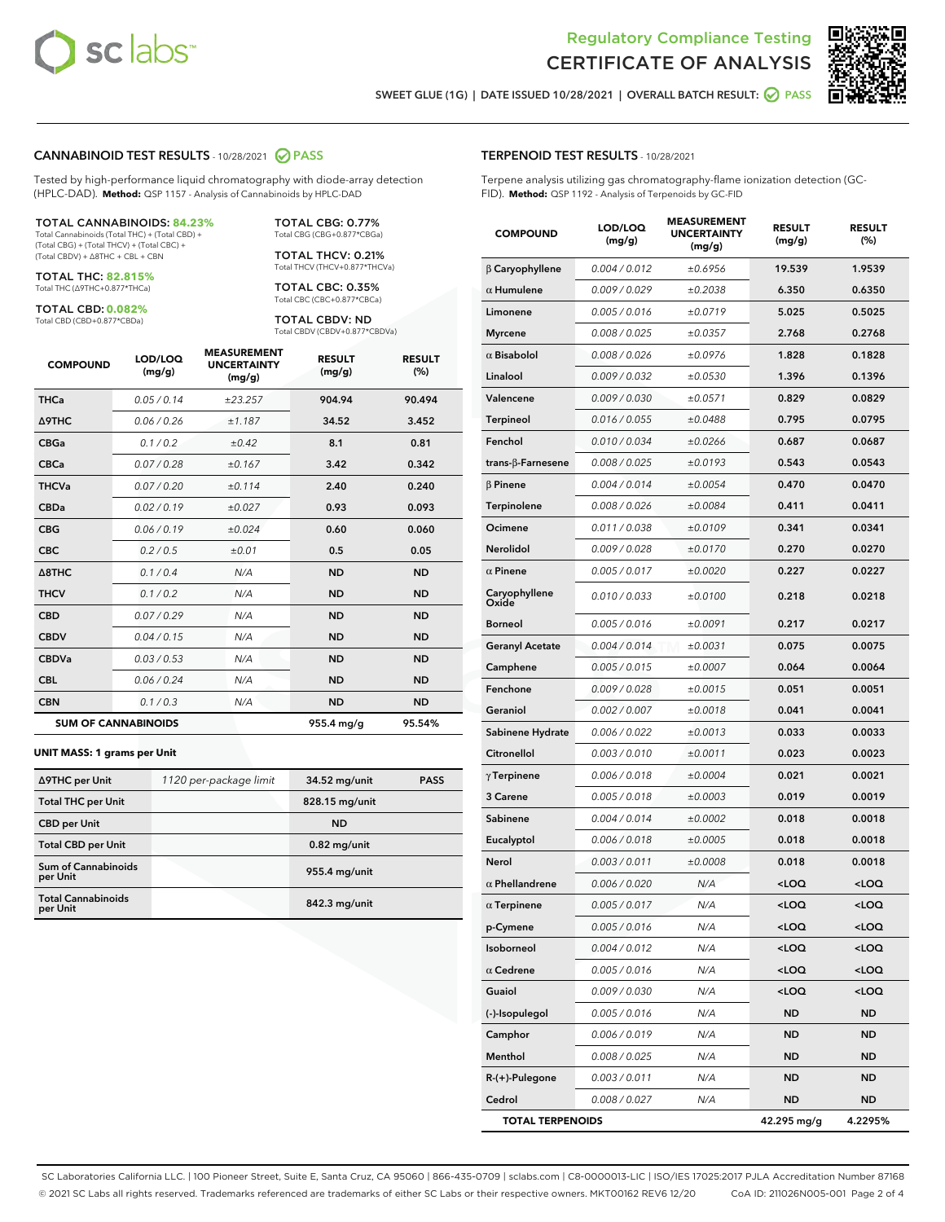# Regulatory Compliance Testing
# CERTIFICATE OF ANALYSIS

SWEET GLUE (1G) | DATE ISSUED 10/28/2021 | OVERALL BATCH RESULT: PASS

## CANNABINOID TEST RESULTS - 10/28/2021 PASS

Tested by high-performance liquid chromatography with diode-array detection (HPLC-DAD). **Method:** QSP 1157 - Analysis of Cannabinoids by HPLC-DAD

**TOTAL CANNABINOIDS: 84.23%**
Total Cannabinoids (Total THC) + (Total CBD) + (Total CBG) + (Total THCV) + (Total CBC) + (Total CBDV) + Δ8THC + CBL + CBN

**TOTAL THC: 82.815%**
Total THC (Δ9THC+0.877*THCa)

**TOTAL CBD: 0.082%**
Total CBD (CBD+0.877*CBDa)

**TOTAL CBG: 0.77%**
Total CBG (CBG+0.877*CBGa)

**TOTAL THCV: 0.21%**
Total THCV (THCV+0.877*THCVa)

**TOTAL CBC: 0.35%**
Total CBC (CBC+0.877*CBCa)

**TOTAL CBDV: ND**
Total CBDV (CBDV+0.877*CBDVa)

| COMPOUND | LOD/LOQ (mg/g) | MEASUREMENT UNCERTAINTY (mg/g) | RESULT (mg/g) | RESULT (%) |
|---|---|---|---|---|
| THCa | 0.05 / 0.14 | ±23.257 | 904.94 | 90.494 |
| Δ9THC | 0.06 / 0.26 | ±1.187 | 34.52 | 3.452 |
| CBGa | 0.1 / 0.2 | ±0.42 | 8.1 | 0.81 |
| CBCa | 0.07 / 0.28 | ±0.167 | 3.42 | 0.342 |
| THCVa | 0.07 / 0.20 | ±0.114 | 2.40 | 0.240 |
| CBDa | 0.02 / 0.19 | ±0.027 | 0.93 | 0.093 |
| CBG | 0.06 / 0.19 | ±0.024 | 0.60 | 0.060 |
| CBC | 0.2 / 0.5 | ±0.01 | 0.5 | 0.05 |
| Δ8THC | 0.1 / 0.4 | N/A | ND | ND |
| THCV | 0.1 / 0.2 | N/A | ND | ND |
| CBD | 0.07 / 0.29 | N/A | ND | ND |
| CBDV | 0.04 / 0.15 | N/A | ND | ND |
| CBDVa | 0.03 / 0.53 | N/A | ND | ND |
| CBL | 0.06 / 0.24 | N/A | ND | ND |
| CBN | 0.1 / 0.3 | N/A | ND | ND |
| **SUM OF CANNABINOIDS** | | | **955.4 mg/g** | **95.54%** |

**UNIT MASS: 1 grams per Unit**

| | | | |
|---|---|---|---|
| Δ9THC per Unit | 1120 per-package limit | 34.52 mg/unit | PASS |
| Total THC per Unit | | 828.15 mg/unit | |
| CBD per Unit | | ND | |
| Total CBD per Unit | | 0.82 mg/unit | |
| Sum of Cannabinoids per Unit | | 955.4 mg/unit | |
| Total Cannabinoids per Unit | | 842.3 mg/unit | |

## TERPENOID TEST RESULTS - 10/28/2021

Terpene analysis utilizing gas chromatography-flame ionization detection (GC-FID). **Method:** QSP 1192 - Analysis of Terpenoids by GC-FID

| COMPOUND | LOD/LOQ (mg/g) | MEASUREMENT UNCERTAINTY (mg/g) | RESULT (mg/g) | RESULT (%) |
|---|---|---|---|---|
| β Caryophyllene | 0.004 / 0.012 | ±0.6956 | 19.539 | 1.9539 |
| α Humulene | 0.009 / 0.029 | ±0.2038 | 6.350 | 0.6350 |
| Limonene | 0.005 / 0.016 | ±0.0719 | 5.025 | 0.5025 |
| Myrcene | 0.008 / 0.025 | ±0.0357 | 2.768 | 0.2768 |
| α Bisabolol | 0.008 / 0.026 | ±0.0976 | 1.828 | 0.1828 |
| Linalool | 0.009 / 0.032 | ±0.0530 | 1.396 | 0.1396 |
| Valencene | 0.009 / 0.030 | ±0.0571 | 0.829 | 0.0829 |
| Terpineol | 0.016 / 0.055 | ±0.0488 | 0.795 | 0.0795 |
| Fenchol | 0.010 / 0.034 | ±0.0266 | 0.687 | 0.0687 |
| trans-β-Farnesene | 0.008 / 0.025 | ±0.0193 | 0.543 | 0.0543 |
| β Pinene | 0.004 / 0.014 | ±0.0054 | 0.470 | 0.0470 |
| Terpinolene | 0.008 / 0.026 | ±0.0084 | 0.411 | 0.0411 |
| Ocimene | 0.011 / 0.038 | ±0.0109 | 0.341 | 0.0341 |
| Nerolidol | 0.009 / 0.028 | ±0.0170 | 0.270 | 0.0270 |
| α Pinene | 0.005 / 0.017 | ±0.0020 | 0.227 | 0.0227 |
| Caryophyllene Oxide | 0.010 / 0.033 | ±0.0100 | 0.218 | 0.0218 |
| Borneol | 0.005 / 0.016 | ±0.0091 | 0.217 | 0.0217 |
| Geranyl Acetate | 0.004 / 0.014 | ±0.0031 | 0.075 | 0.0075 |
| Camphene | 0.005 / 0.015 | ±0.0007 | 0.064 | 0.0064 |
| Fenchone | 0.009 / 0.028 | ±0.0015 | 0.051 | 0.0051 |
| Geraniol | 0.002 / 0.007 | ±0.0018 | 0.041 | 0.0041 |
| Sabinene Hydrate | 0.006 / 0.022 | ±0.0013 | 0.033 | 0.0033 |
| Citronellol | 0.003 / 0.010 | ±0.0011 | 0.023 | 0.0023 |
| γ Terpinene | 0.006 / 0.018 | ±0.0004 | 0.021 | 0.0021 |
| 3 Carene | 0.005 / 0.018 | ±0.0003 | 0.019 | 0.0019 |
| Sabinene | 0.004 / 0.014 | ±0.0002 | 0.018 | 0.0018 |
| Eucalyptol | 0.006 / 0.018 | ±0.0005 | 0.018 | 0.0018 |
| Nerol | 0.003 / 0.011 | ±0.0008 | 0.018 | 0.0018 |
| α Phellandrene | 0.006 / 0.020 | N/A | <LOQ | <LOQ |
| α Terpinene | 0.005 / 0.017 | N/A | <LOQ | <LOQ |
| p-Cymene | 0.005 / 0.016 | N/A | <LOQ | <LOQ |
| Isoborneol | 0.004 / 0.012 | N/A | <LOQ | <LOQ |
| α Cedrene | 0.005 / 0.016 | N/A | <LOQ | <LOQ |
| Guaiol | 0.009 / 0.030 | N/A | <LOQ | <LOQ |
| (-)-Isopulegol | 0.005 / 0.016 | N/A | ND | ND |
| Camphor | 0.006 / 0.019 | N/A | ND | ND |
| Menthol | 0.008 / 0.025 | N/A | ND | ND |
| R-(+)-Pulegone | 0.003 / 0.011 | N/A | ND | ND |
| Cedrol | 0.008 / 0.027 | N/A | ND | ND |
| **TOTAL TERPENOIDS** | | | **42.295 mg/g** | **4.2295%** |

SC Laboratories California LLC. | 100 Pioneer Street, Suite E, Santa Cruz, CA 95060 | 866-435-0709 | sclabs.com | C8-0000013-LIC | ISO/IES 17025:2017 PJLA Accreditation Number 87168
© 2021 SC Labs all rights reserved. Trademarks referenced are trademarks of either SC Labs or their respective owners. MKT00162 REV6 12/20 CoA ID: 211026N005-001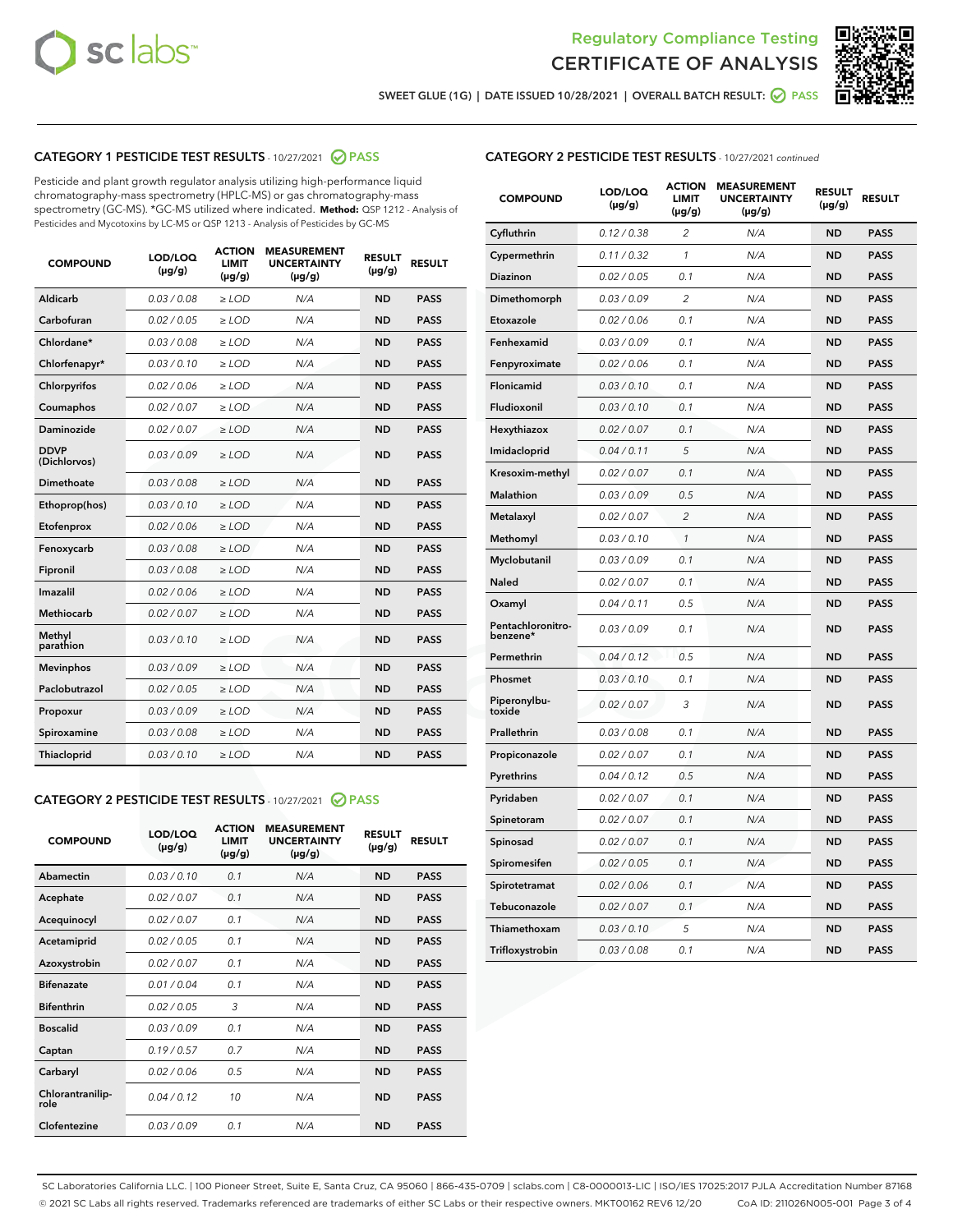# Regulatory Compliance Testing CERTIFICATE OF ANALYSIS

SWEET GLUE (1G) | DATE ISSUED 10/28/2021 | OVERALL BATCH RESULT: PASS

## CATEGORY 1 PESTICIDE TEST RESULTS - 10/27/2021 PASS

Pesticide and plant growth regulator analysis utilizing high-performance liquid chromatography-mass spectrometry (HPLC-MS) or gas chromatography-mass spectrometry (GC-MS). *GC-MS utilized where indicated. **Method:** QSP 1212 - Analysis of Pesticides and Mycotoxins by LC-MS or QSP 1213 - Analysis of Pesticides by GC-MS

| COMPOUND | LOD/LOQ (µg/g) | ACTION LIMIT (µg/g) | MEASUREMENT UNCERTAINTY (µg/g) | RESULT (µg/g) | RESULT |
|---|---|---|---|---|---|
| Aldicarb | 0.03 / 0.08 | ≥ LOD | N/A | ND | PASS |
| Carbofuran | 0.02 / 0.05 | ≥ LOD | N/A | ND | PASS |
| Chlordane* | 0.03 / 0.08 | ≥ LOD | N/A | ND | PASS |
| Chlorfenapyr* | 0.03 / 0.10 | ≥ LOD | N/A | ND | PASS |
| Chlorpyrifos | 0.02 / 0.06 | ≥ LOD | N/A | ND | PASS |
| Coumaphos | 0.02 / 0.07 | ≥ LOD | N/A | ND | PASS |
| Daminozide | 0.02 / 0.07 | ≥ LOD | N/A | ND | PASS |
| DDVP (Dichlorvos) | 0.03 / 0.09 | ≥ LOD | N/A | ND | PASS |
| Dimethoate | 0.03 / 0.08 | ≥ LOD | N/A | ND | PASS |
| Ethoprop(hos) | 0.03 / 0.10 | ≥ LOD | N/A | ND | PASS |
| Etofenprox | 0.02 / 0.06 | ≥ LOD | N/A | ND | PASS |
| Fenoxycarb | 0.03 / 0.08 | ≥ LOD | N/A | ND | PASS |
| Fipronil | 0.03 / 0.08 | ≥ LOD | N/A | ND | PASS |
| Imazalil | 0.02 / 0.06 | ≥ LOD | N/A | ND | PASS |
| Methiocarb | 0.02 / 0.07 | ≥ LOD | N/A | ND | PASS |
| Methyl parathion | 0.03 / 0.10 | ≥ LOD | N/A | ND | PASS |
| Mevinphos | 0.03 / 0.09 | ≥ LOD | N/A | ND | PASS |
| Paclobutrazol | 0.02 / 0.05 | ≥ LOD | N/A | ND | PASS |
| Propoxur | 0.03 / 0.09 | ≥ LOD | N/A | ND | PASS |
| Spiroxamine | 0.03 / 0.08 | ≥ LOD | N/A | ND | PASS |
| Thiacloprid | 0.03 / 0.10 | ≥ LOD | N/A | ND | PASS |

## CATEGORY 2 PESTICIDE TEST RESULTS - 10/27/2021 PASS

| COMPOUND | LOD/LOQ (µg/g) | ACTION LIMIT (µg/g) | MEASUREMENT UNCERTAINTY (µg/g) | RESULT (µg/g) | RESULT |
|---|---|---|---|---|---|
| Abamectin | 0.03 / 0.10 | 0.1 | N/A | ND | PASS |
| Acephate | 0.02 / 0.07 | 0.1 | N/A | ND | PASS |
| Acequinocyl | 0.02 / 0.07 | 0.1 | N/A | ND | PASS |
| Acetamiprid | 0.02 / 0.05 | 0.1 | N/A | ND | PASS |
| Azoxystrobin | 0.02 / 0.07 | 0.1 | N/A | ND | PASS |
| Bifenazate | 0.01 / 0.04 | 0.1 | N/A | ND | PASS |
| Bifenthrin | 0.02 / 0.05 | 3 | N/A | ND | PASS |
| Boscalid | 0.03 / 0.09 | 0.1 | N/A | ND | PASS |
| Captan | 0.19 / 0.57 | 0.7 | N/A | ND | PASS |
| Carbaryl | 0.02 / 0.06 | 0.5 | N/A | ND | PASS |
| Chlorantraniliprole | 0.04 / 0.12 | 10 | N/A | ND | PASS |
| Clofentezine | 0.03 / 0.09 | 0.1 | N/A | ND | PASS |
| Cyfluthrin | 0.12 / 0.38 | 2 | N/A | ND | PASS |
| Cypermethrin | 0.11 / 0.32 | 1 | N/A | ND | PASS |
| Diazinon | 0.02 / 0.05 | 0.1 | N/A | ND | PASS |
| Dimethomorph | 0.03 / 0.09 | 2 | N/A | ND | PASS |
| Etoxazole | 0.02 / 0.06 | 0.1 | N/A | ND | PASS |
| Fenhexamid | 0.03 / 0.09 | 0.1 | N/A | ND | PASS |
| Fenpyroximate | 0.02 / 0.06 | 0.1 | N/A | ND | PASS |
| Flonicamid | 0.03 / 0.10 | 0.1 | N/A | ND | PASS |
| Fludioxonil | 0.03 / 0.10 | 0.1 | N/A | ND | PASS |
| Hexythiazox | 0.02 / 0.07 | 0.1 | N/A | ND | PASS |
| Imidacloprid | 0.04 / 0.11 | 5 | N/A | ND | PASS |
| Kresoxim-methyl | 0.02 / 0.07 | 0.1 | N/A | ND | PASS |
| Malathion | 0.03 / 0.09 | 0.5 | N/A | ND | PASS |
| Metalaxyl | 0.02 / 0.07 | 2 | N/A | ND | PASS |
| Methomyl | 0.03 / 0.10 | 1 | N/A | ND | PASS |
| Myclobutanil | 0.03 / 0.09 | 0.1 | N/A | ND | PASS |
| Naled | 0.02 / 0.07 | 0.1 | N/A | ND | PASS |
| Oxamyl | 0.04 / 0.11 | 0.5 | N/A | ND | PASS |
| Pentachloronitrobenzene* | 0.03 / 0.09 | 0.1 | N/A | ND | PASS |
| Permethrin | 0.04 / 0.12 | 0.5 | N/A | ND | PASS |
| Phosmet | 0.03 / 0.10 | 0.1 | N/A | ND | PASS |
| Piperonylbutoxide | 0.02 / 0.07 | 3 | N/A | ND | PASS |
| Prallethrin | 0.03 / 0.08 | 0.1 | N/A | ND | PASS |
| Propiconazole | 0.02 / 0.07 | 0.1 | N/A | ND | PASS |
| Pyrethrins | 0.04 / 0.12 | 0.5 | N/A | ND | PASS |
| Pyridaben | 0.02 / 0.07 | 0.1 | N/A | ND | PASS |
| Spinetoram | 0.02 / 0.07 | 0.1 | N/A | ND | PASS |
| Spinosad | 0.02 / 0.07 | 0.1 | N/A | ND | PASS |
| Spiromesifen | 0.02 / 0.05 | 0.1 | N/A | ND | PASS |
| Spirotetramat | 0.02 / 0.06 | 0.1 | N/A | ND | PASS |
| Tebuconazole | 0.02 / 0.07 | 0.1 | N/A | ND | PASS |
| Thiamethoxam | 0.03 / 0.10 | 5 | N/A | ND | PASS |
| Trifloxystrobin | 0.03 / 0.08 | 0.1 | N/A | ND | PASS |

SC Laboratories California LLC. | 100 Pioneer Street, Suite E, Santa Cruz, CA 95060 | 866-435-0709 | sclabs.com | C8-0000013-LIC | ISO/IES 17025:2017 PJLA Accreditation Number 87168
© 2021 SC Labs all rights reserved. Trademarks referenced are trademarks of either SC Labs or their respective owners. MKT00162 REV6 12/20 CoA ID: 211026N005-001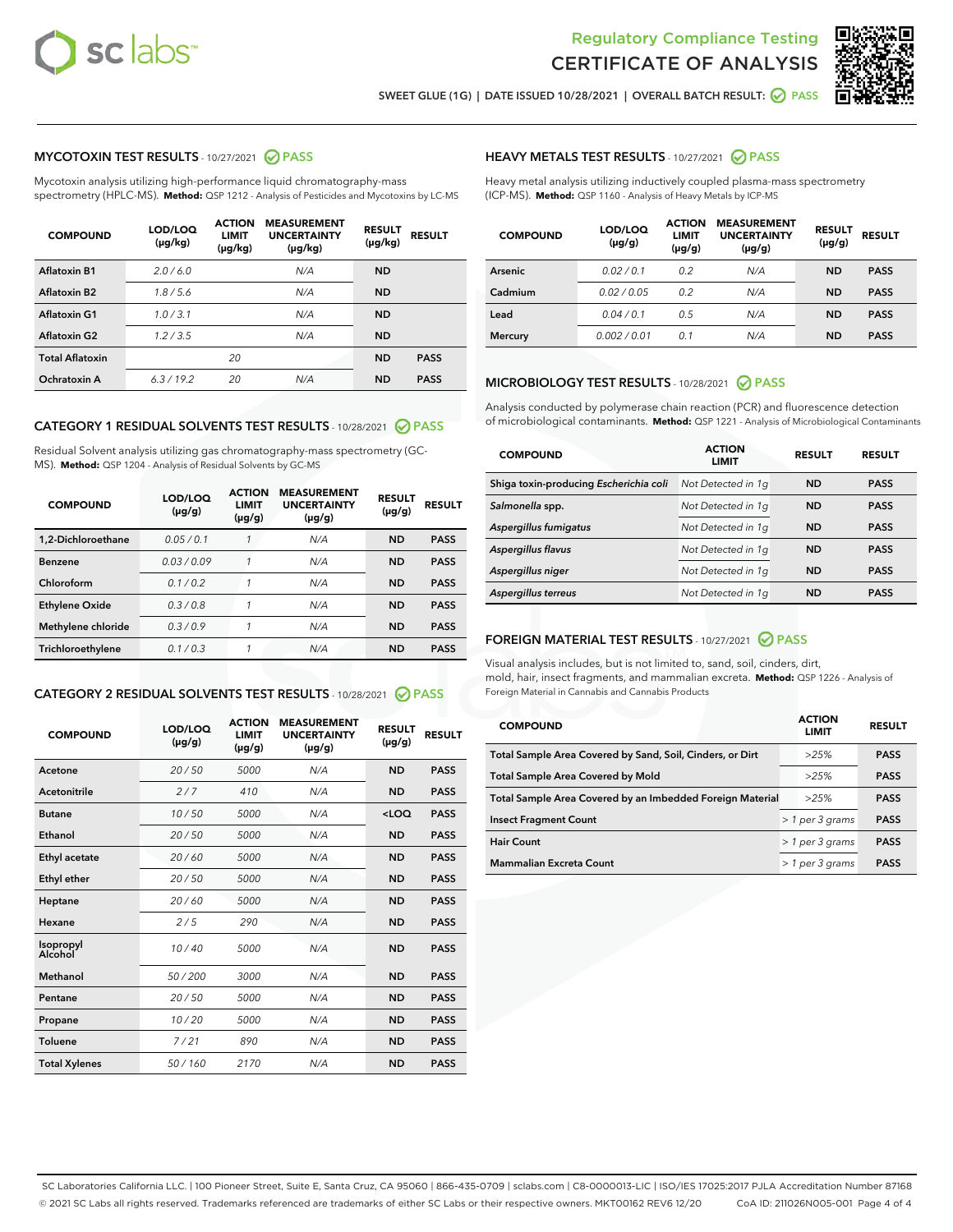Regulatory Compliance Testing
CERTIFICATE OF ANALYSIS

SWEET GLUE (1G) | DATE ISSUED 10/28/2021 | OVERALL BATCH RESULT: PASS

## MYCOTOXIN TEST RESULTS - 10/27/2021 PASS

Mycotoxin analysis utilizing high-performance liquid chromatography-mass spectrometry (HPLC-MS). **Method:** QSP 1212 - Analysis of Pesticides and Mycotoxins by LC-MS

| COMPOUND | LOD/LOQ (μg/kg) | ACTION LIMIT (μg/kg) | MEASUREMENT UNCERTAINTY (μg/kg) | RESULT (μg/kg) | RESULT |
|---|---|---|---|---|---|
| Aflatoxin B1 | 2.0 / 6.0 | | N/A | ND | |
| Aflatoxin B2 | 1.8 / 5.6 | | N/A | ND | |
| Aflatoxin G1 | 1.0 / 3.1 | | N/A | ND | |
| Aflatoxin G2 | 1.2 / 3.5 | | N/A | ND | |
| Total Aflatoxin | | 20 | | ND | PASS |
| Ochratoxin A | 6.3 / 19.2 | 20 | N/A | ND | PASS |

## CATEGORY 1 RESIDUAL SOLVENTS TEST RESULTS - 10/28/2021 PASS

Residual Solvent analysis utilizing gas chromatography-mass spectrometry (GC-MS). **Method:** QSP 1204 - Analysis of Residual Solvents by GC-MS

| COMPOUND | LOD/LOQ (μg/g) | ACTION LIMIT (μg/g) | MEASUREMENT UNCERTAINTY (μg/g) | RESULT (μg/g) | RESULT |
|---|---|---|---|---|---|
| 1,2-Dichloroethane | 0.05 / 0.1 | 1 | N/A | ND | PASS |
| Benzene | 0.03 / 0.09 | 1 | N/A | ND | PASS |
| Chloroform | 0.1 / 0.2 | 1 | N/A | ND | PASS |
| Ethylene Oxide | 0.3 / 0.8 | 1 | N/A | ND | PASS |
| Methylene chloride | 0.3 / 0.9 | 1 | N/A | ND | PASS |
| Trichloroethylene | 0.1 / 0.3 | 1 | N/A | ND | PASS |

## CATEGORY 2 RESIDUAL SOLVENTS TEST RESULTS - 10/28/2021 PASS

| COMPOUND | LOD/LOQ (μg/g) | ACTION LIMIT (μg/g) | MEASUREMENT UNCERTAINTY (μg/g) | RESULT (μg/g) | RESULT |
|---|---|---|---|---|---|
| Acetone | 20 / 50 | 5000 | N/A | ND | PASS |
| Acetonitrile | 2 / 7 | 410 | N/A | ND | PASS |
| Butane | 10 / 50 | 5000 | N/A | <LOQ | PASS |
| Ethanol | 20 / 50 | 5000 | N/A | ND | PASS |
| Ethyl acetate | 20 / 60 | 5000 | N/A | ND | PASS |
| Ethyl ether | 20 / 50 | 5000 | N/A | ND | PASS |
| Heptane | 20 / 60 | 5000 | N/A | ND | PASS |
| Hexane | 2 / 5 | 290 | N/A | ND | PASS |
| Isopropyl Alcohol | 10 / 40 | 5000 | N/A | ND | PASS |
| Methanol | 50 / 200 | 3000 | N/A | ND | PASS |
| Pentane | 20 / 50 | 5000 | N/A | ND | PASS |
| Propane | 10 / 20 | 5000 | N/A | ND | PASS |
| Toluene | 7 / 21 | 890 | N/A | ND | PASS |
| Total Xylenes | 50 / 160 | 2170 | N/A | ND | PASS |

## HEAVY METALS TEST RESULTS - 10/27/2021 PASS

Heavy metal analysis utilizing inductively coupled plasma-mass spectrometry (ICP-MS). **Method:** QSP 1160 - Analysis of Heavy Metals by ICP-MS

| COMPOUND | LOD/LOQ (μg/g) | ACTION LIMIT (μg/g) | MEASUREMENT UNCERTAINTY (μg/g) | RESULT (μg/g) | RESULT |
|---|---|---|---|---|---|
| Arsenic | 0.02 / 0.1 | 0.2 | N/A | ND | PASS |
| Cadmium | 0.02 / 0.05 | 0.2 | N/A | ND | PASS |
| Lead | 0.04 / 0.1 | 0.5 | N/A | ND | PASS |
| Mercury | 0.002 / 0.01 | 0.1 | N/A | ND | PASS |

## MICROBIOLOGY TEST RESULTS - 10/28/2021 PASS

Analysis conducted by polymerase chain reaction (PCR) and fluorescence detection of microbiological contaminants. **Method:** QSP 1221 - Analysis of Microbiological Contaminants

| COMPOUND | ACTION LIMIT | RESULT | RESULT |
|---|---|---|---|
| Shiga toxin-producing *Escherichia coli* | Not Detected in 1g | ND | PASS |
| *Salmonella* spp. | Not Detected in 1g | ND | PASS |
| *Aspergillus fumigatus* | Not Detected in 1g | ND | PASS |
| *Aspergillus flavus* | Not Detected in 1g | ND | PASS |
| *Aspergillus niger* | Not Detected in 1g | ND | PASS |
| *Aspergillus terreus* | Not Detected in 1g | ND | PASS |

## FOREIGN MATERIAL TEST RESULTS - 10/27/2021 PASS

Visual analysis includes, but is not limited to, sand, soil, cinders, dirt, mold, hair, insect fragments, and mammalian excreta. **Method:** QSP 1226 - Analysis of Foreign Material in Cannabis and Cannabis Products

| COMPOUND | ACTION LIMIT | RESULT |
|---|---|---|
| Total Sample Area Covered by Sand, Soil, Cinders, or Dirt | >25% | PASS |
| Total Sample Area Covered by Mold | >25% | PASS |
| Total Sample Area Covered by an Imbedded Foreign Material | >25% | PASS |
| Insect Fragment Count | > 1 per 3 grams | PASS |
| Hair Count | > 1 per 3 grams | PASS |
| Mammalian Excreta Count | > 1 per 3 grams | PASS |

SC Laboratories California LLC. | 100 Pioneer Street, Suite E, Santa Cruz, CA 95060 | 866-435-0709 | sclabs.com | C8-0000013-LIC | ISO/IES 17025:2017 PJLA Accreditation Number 87168
© 2021 SC Labs all rights reserved. Trademarks referenced are trademarks of either SC Labs or their respective owners. MKT00162 REV6 12/20 CoA ID: 211026N005-001